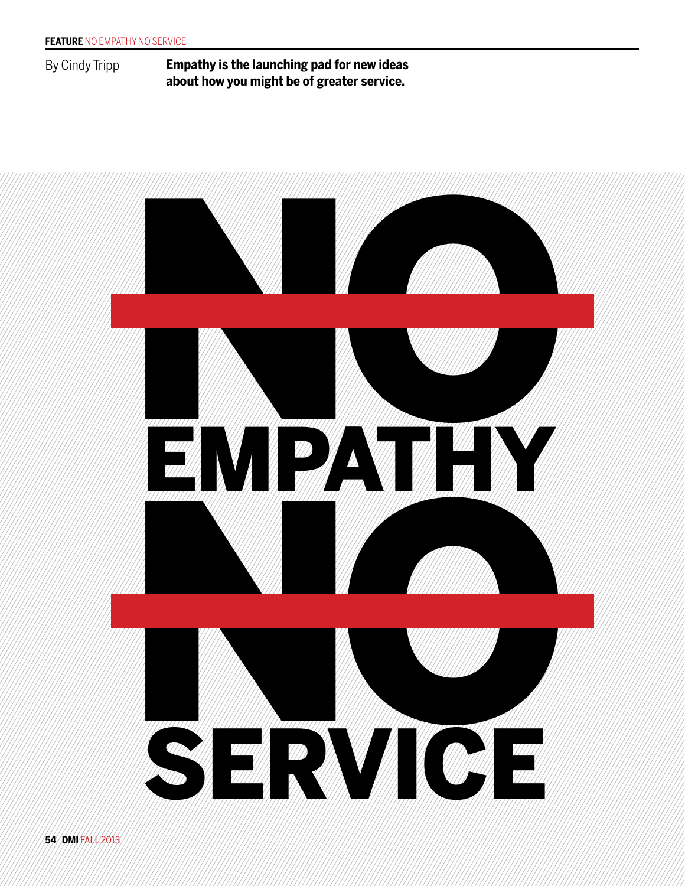By Cindy Tripp

**Empathy is the launching pad for new ideas about how you might be of greater service.**

# NO EMPATHY NO SERVICE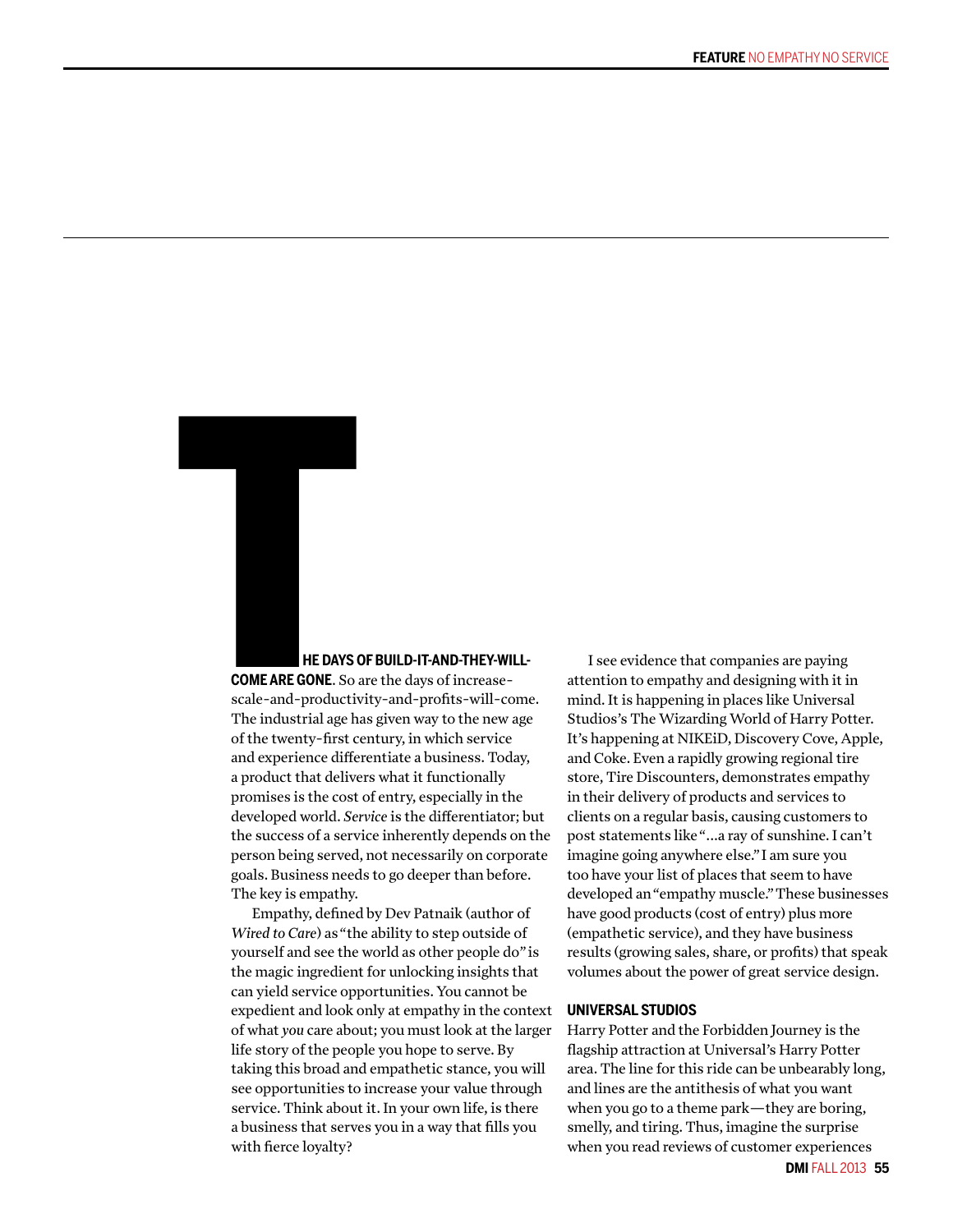**THE DAYS OF BUILD-IT-AND-THEY-WILL-COME ARE GONE**. So are the days of increase-scale-and-productivity-and-profits-will-come. The industrial age has given way to the new age of the twenty-first century, in which service and experience differentiate a business. Today, a product that delivers what it functionally promises is the cost of entry, especially in the developed world. *Service* is the differentiator; but the success of a service inherently depends on the person being served, not necessarily on corporate goals. Business needs to go deeper than before. The key is empathy.

Empathy, defined by Dev Patnaik (author of *Wired to Care*) as "the ability to step outside of yourself and see the world as other people do" is the magic ingredient for unlocking insights that can yield service opportunities. You cannot be expedient and look only at empathy in the context of what *you* care about; you must look at the larger life story of the people you hope to serve. By taking this broad and empathetic stance, you will see opportunities to increase your value through service. Think about it. In your own life, is there a business that serves you in a way that fills you with fierce loyalty?

I see evidence that companies are paying attention to empathy and designing with it in mind. It is happening in places like Universal Studios's The Wizarding World of Harry Potter. It's happening at NIKEiD, Discovery Cove, Apple, and Coke. Even a rapidly growing regional tire store, Tire Discounters, demonstrates empathy in their delivery of products and services to clients on a regular basis, causing customers to post statements like "…a ray of sunshine. I can't imagine going anywhere else." I am sure you too have your list of places that seem to have developed an "empathy muscle." These businesses have good products (cost of entry) plus more (empathetic service), and they have business results (growing sales, share, or profits) that speak volumes about the power of great service design.

### UNIVERSAL STUDIOS

Harry Potter and the Forbidden Journey is the flagship attraction at Universal's Harry Potter area. The line for this ride can be unbearably long, and lines are the antithesis of what you want when you go to a theme park—they are boring, smelly, and tiring. Thus, imagine the surprise when you read reviews of customer experiences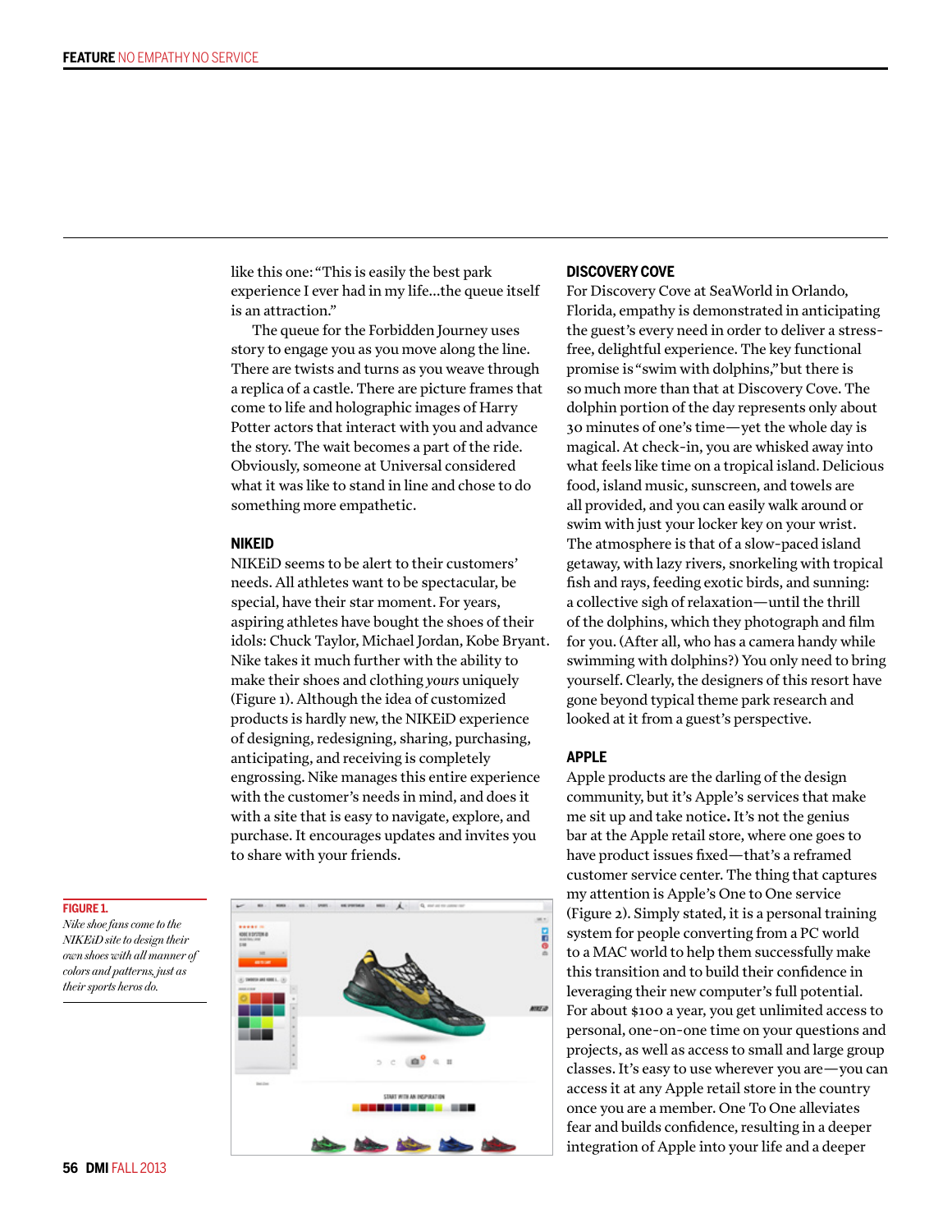like this one: "This is easily the best park experience I ever had in my life...the queue itself is an attraction."

The queue for the Forbidden Journey uses story to engage you as you move along the line. There are twists and turns as you weave through a replica of a castle. There are picture frames that come to life and holographic images of Harry Potter actors that interact with you and advance the story. The wait becomes a part of the ride. Obviously, someone at Universal considered what it was like to stand in line and chose to do something more empathetic.

### NIKEID

NIKEiD seems to be alert to their customers' needs. All athletes want to be spectacular, be special, have their star moment. For years, aspiring athletes have bought the shoes of their idols: Chuck Taylor, Michael Jordan, Kobe Bryant. Nike takes it much further with the ability to make their shoes and clothing *yours* uniquely (Figure 1). Although the idea of customized products is hardly new, the NIKEiD experience of designing, redesigning, sharing, purchasing, anticipating, and receiving is completely engrossing. Nike manages this entire experience with the customer's needs in mind, and does it with a site that is easy to navigate, explore, and purchase. It encourages updates and invites you to share with your friends.

**FIGURE 1.** *Nike shoe fans come to the NIKEiD site to design their own shoes with all manner of colors and patterns, just as their sports heros do.*

### DISCOVERY COVE

For Discovery Cove at SeaWorld in Orlando, Florida, empathy is demonstrated in anticipating the guest's every need in order to deliver a stress-free, delightful experience. The key functional promise is "swim with dolphins," but there is so much more than that at Discovery Cove. The dolphin portion of the day represents only about 30 minutes of one's time—yet the whole day is magical. At check-in, you are whisked away into what feels like time on a tropical island. Delicious food, island music, sunscreen, and towels are all provided, and you can easily walk around or swim with just your locker key on your wrist. The atmosphere is that of a slow-paced island getaway, with lazy rivers, snorkeling with tropical fish and rays, feeding exotic birds, and sunning: a collective sigh of relaxation—until the thrill of the dolphins, which they photograph and film for you. (After all, who has a camera handy while swimming with dolphins?) You only need to bring yourself. Clearly, the designers of this resort have gone beyond typical theme park research and looked at it from a guest's perspective.

### APPLE

Apple products are the darling of the design community, but it's Apple's services that make me sit up and take notice. It's not the genius bar at the Apple retail store, where one goes to have product issues fixed—that's a reframed customer service center. The thing that captures my attention is Apple's One to One service (Figure 2). Simply stated, it is a personal training system for people converting from a PC world to a MAC world to help them successfully make this transition and to build their confidence in leveraging their new computer's full potential. For about $100 a year, you get unlimited access to personal, one-on-one time on your questions and projects, as well as access to small and large group classes. It's easy to use wherever you are—you can access it at any Apple retail store in the country once you are a member. One To One alleviates fear and builds confidence, resulting in a deeper integration of Apple into your life and a deeper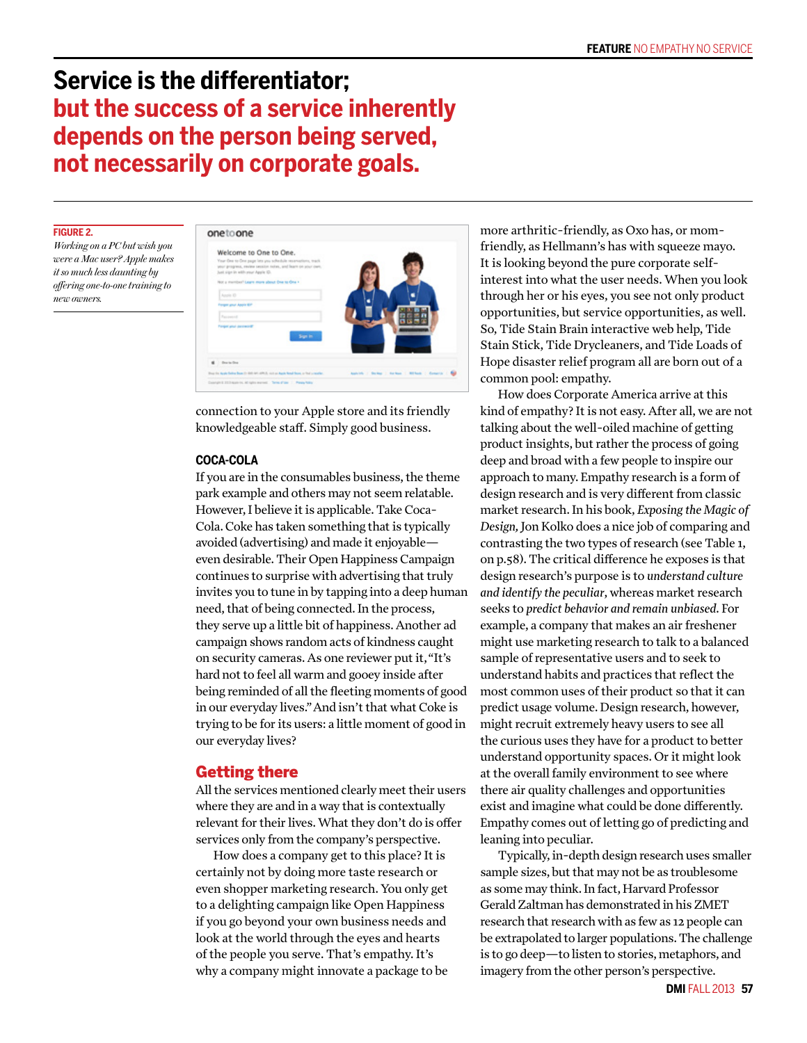## Service is the differentiator; but the success of a service inherently depends on the person being served, not necessarily on corporate goals.

**FIGURE 2.**
*Working on a PC but wish you were a Mac user? Apple makes it so much less daunting by offering one-to-one training to new owners.*

connection to your Apple store and its friendly knowledgeable staff. Simply good business.

### COCA-COLA

If you are in the consumables business, the theme park example and others may not seem relatable. However, I believe it is applicable. Take Coca-Cola. Coke has taken something that is typically avoided (advertising) and made it enjoyable—even desirable. Their Open Happiness Campaign continues to surprise with advertising that truly invites you to tune in by tapping into a deep human need, that of being connected. In the process, they serve up a little bit of happiness. Another ad campaign shows random acts of kindness caught on security cameras. As one reviewer put it, "It's hard not to feel all warm and gooey inside after being reminded of all the fleeting moments of good in our everyday lives." And isn't that what Coke is trying to be for its users: a little moment of good in our everyday lives?

## Getting there

All the services mentioned clearly meet their users where they are and in a way that is contextually relevant for their lives. What they don't do is offer services only from the company's perspective.

How does a company get to this place? It is certainly not by doing more taste research or even shopper marketing research. You only get to a delighting campaign like Open Happiness if you go beyond your own business needs and look at the world through the eyes and hearts of the people you serve. That's empathy. It's why a company might innovate a package to be more arthritic-friendly, as Oxo has, or mom-friendly, as Hellmann's has with squeeze mayo. It is looking beyond the pure corporate self-interest into what the user needs. When you look through her or his eyes, you see not only product opportunities, but service opportunities, as well. So, Tide Stain Brain interactive web help, Tide Stain Stick, Tide Drycleaners, and Tide Loads of Hope disaster relief program all are born out of a common pool: empathy.

How does Corporate America arrive at this kind of empathy? It is not easy. After all, we are not talking about the well-oiled machine of getting product insights, but rather the process of going deep and broad with a few people to inspire our approach to many. Empathy research is a form of design research and is very different from classic market research. In his book, *Exposing the Magic of Design,* Jon Kolko does a nice job of comparing and contrasting the two types of research (see Table 1, on p.58). The critical difference he exposes is that design research's purpose is to *understand culture and identify the peculiar*, whereas market research seeks to *predict behavior and remain unbiased*. For example, a company that makes an air freshener might use marketing research to talk to a balanced sample of representative users and to seek to understand habits and practices that reflect the most common uses of their product so that it can predict usage volume. Design research, however, might recruit extremely heavy users to see all the curious uses they have for a product to better understand opportunity spaces. Or it might look at the overall family environment to see where there air quality challenges and opportunities exist and imagine what could be done differently. Empathy comes out of letting go of predicting and leaning into peculiar.

Typically, in-depth design research uses smaller sample sizes, but that may not be as troublesome as some may think. In fact, Harvard Professor Gerald Zaltman has demonstrated in his ZMET research that research with as few as 12 people can be extrapolated to larger populations. The challenge is to go deep—to listen to stories, metaphors, and imagery from the other person's perspective.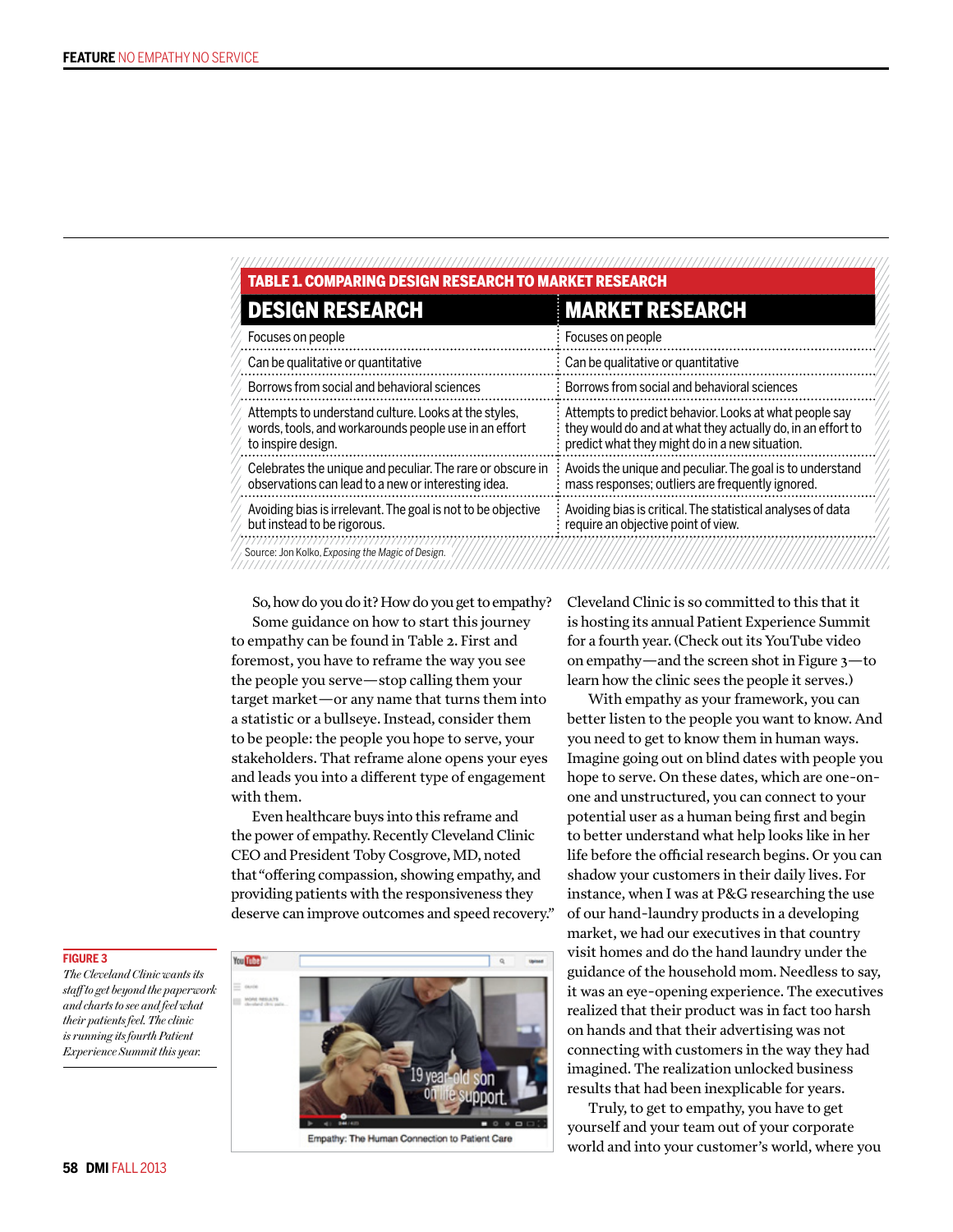**TABLE 1. COMPARING DESIGN RESEARCH TO MARKET RESEARCH**

| DESIGN RESEARCH | MARKET RESEARCH |
|---|---|
| Focuses on people | Focuses on people |
| Can be qualitative or quantitative | Can be qualitative or quantitative |
| Borrows from social and behavioral sciences | Borrows from social and behavioral sciences |
| Attempts to understand culture. Looks at the styles, words, tools, and workarounds people use in an effort to inspire design. | Attempts to predict behavior. Looks at what people say they would do and at what they actually do, in an effort to predict what they might do in a new situation. |
| Celebrates the unique and peculiar. The rare or obscure in observations can lead to a new or interesting idea. | Avoids the unique and peculiar. The goal is to understand mass responses; outliers are frequently ignored. |
| Avoiding bias is irrelevant. The goal is not to be objective but instead to be rigorous. | Avoiding bias is critical. The statistical analyses of data require an objective point of view. |

Source: Jon Kolko, *Exposing the Magic of Design.*

So, how do you do it? How do you get to empathy?

Some guidance on how to start this journey to empathy can be found in Table 2. First and foremost, you have to reframe the way you see the people you serve—stop calling them your target market—or any name that turns them into a statistic or a bullseye. Instead, consider them to be people: the people you hope to serve, your stakeholders. That reframe alone opens your eyes and leads you into a different type of engagement with them.

Even healthcare buys into this reframe and the power of empathy. Recently Cleveland Clinic CEO and President Toby Cosgrove, MD, noted that "offering compassion, showing empathy, and providing patients with the responsiveness they deserve can improve outcomes and speed recovery." Cleveland Clinic is so committed to this that it is hosting its annual Patient Experience Summit for a fourth year. (Check out its YouTube video on empathy—and the screen shot in Figure 3—to learn how the clinic sees the people it serves.)

With empathy as your framework, you can better listen to the people you want to know. And you need to get to know them in human ways. Imagine going out on blind dates with people you hope to serve. On these dates, which are one-on-one and unstructured, you can connect to your potential user as a human being first and begin to better understand what help looks like in her life before the official research begins. Or you can shadow your customers in their daily lives. For instance, when I was at P&G researching the use of our hand-laundry products in a developing market, we had our executives in that country visit homes and do the hand laundry under the guidance of the household mom. Needless to say, it was an eye-opening experience. The executives realized that their product was in fact too harsh on hands and that their advertising was not connecting with customers in the way they had imagined. The realization unlocked business results that had been inexplicable for years.

Truly, to get to empathy, you have to get yourself and your team out of your corporate world and into your customer's world, where you

**FIGURE 3**
*The Cleveland Clinic wants its staff to get beyond the paperwork and charts to see and feel what their patients feel. The clinic is running its fourth Patient Experience Summit this year.*

Empathy: The Human Connection to Patient Care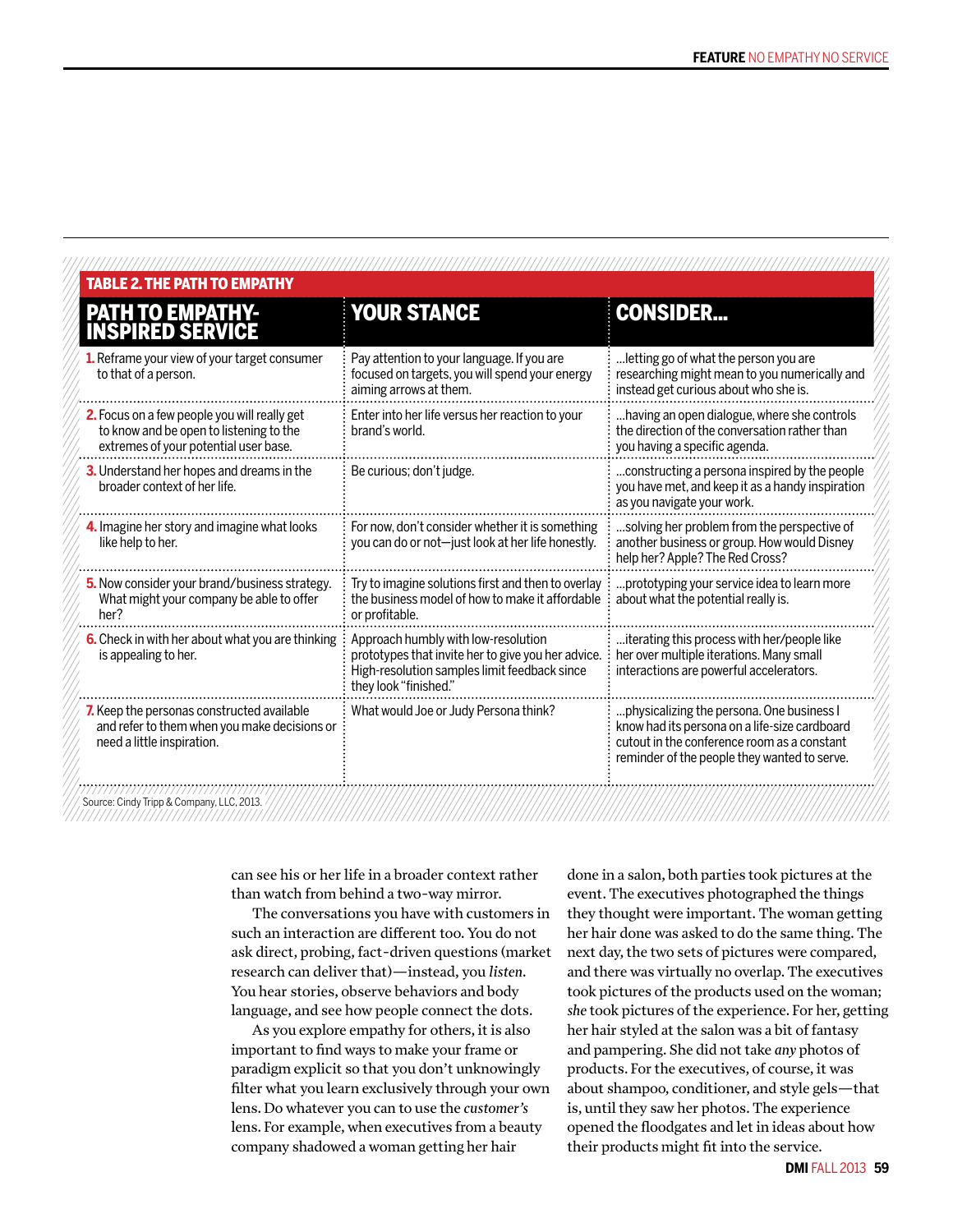**TABLE 2. THE PATH TO EMPATHY**

| PATH TO EMPATHY-INSPIRED SERVICE | YOUR STANCE | CONSIDER... |
|---|---|---|
| 1. Reframe your view of your target consumer to that of a person. | Pay attention to your language. If you are focused on targets, you will spend your energy aiming arrows at them. | ...letting go of what the person you are researching might mean to you numerically and instead get curious about who she is. |
| 2. Focus on a few people you will really get to know and be open to listening to the extremes of your potential user base. | Enter into her life versus her reaction to your brand's world. | ...having an open dialogue, where she controls the direction of the conversation rather than you having a specific agenda. |
| 3. Understand her hopes and dreams in the broader context of her life. | Be curious; don't judge. | ...constructing a persona inspired by the people you have met, and keep it as a handy inspiration as you navigate your work. |
| 4. Imagine her story and imagine what looks like help to her. | For now, don't consider whether it is something you can do or not—just look at her life honestly. | ...solving her problem from the perspective of another business or group. How would Disney help her? Apple? The Red Cross? |
| 5. Now consider your brand/business strategy. What might your company be able to offer her? | Try to imagine solutions first and then to overlay the business model of how to make it affordable or profitable. | ...prototyping your service idea to learn more about what the potential really is. |
| 6. Check in with her about what you are thinking is appealing to her. | Approach humbly with low-resolution prototypes that invite her to give you her advice. High-resolution samples limit feedback since they look "finished." | ...iterating this process with her/people like her over multiple iterations. Many small interactions are powerful accelerators. |
| 7. Keep the personas constructed available and refer to them when you make decisions or need a little inspiration. | What would Joe or Judy Persona think? | ...physicalizing the persona. One business I know had its persona on a life-size cardboard cutout in the conference room as a constant reminder of the people they wanted to serve. |

Source: Cindy Tripp & Company, LLC, 2013.

can see his or her life in a broader context rather than watch from behind a two-way mirror.

The conversations you have with customers in such an interaction are different too. You do not ask direct, probing, fact-driven questions (market research can deliver that)—instead, you *listen*. You hear stories, observe behaviors and body language, and see how people connect the dots.

As you explore empathy for others, it is also important to find ways to make your frame or paradigm explicit so that you don't unknowingly filter what you learn exclusively through your own lens. Do whatever you can to use the *customer's* lens. For example, when executives from a beauty company shadowed a woman getting her hair done in a salon, both parties took pictures at the event. The executives photographed the things they thought were important. The woman getting her hair done was asked to do the same thing. The next day, the two sets of pictures were compared, and there was virtually no overlap. The executives took pictures of the products used on the woman; *she* took pictures of the experience. For her, getting her hair styled at the salon was a bit of fantasy and pampering. She did not take *any* photos of products. For the executives, of course, it was about shampoo, conditioner, and style gels—that is, until they saw her photos. The experience opened the floodgates and let in ideas about how their products might fit into the service.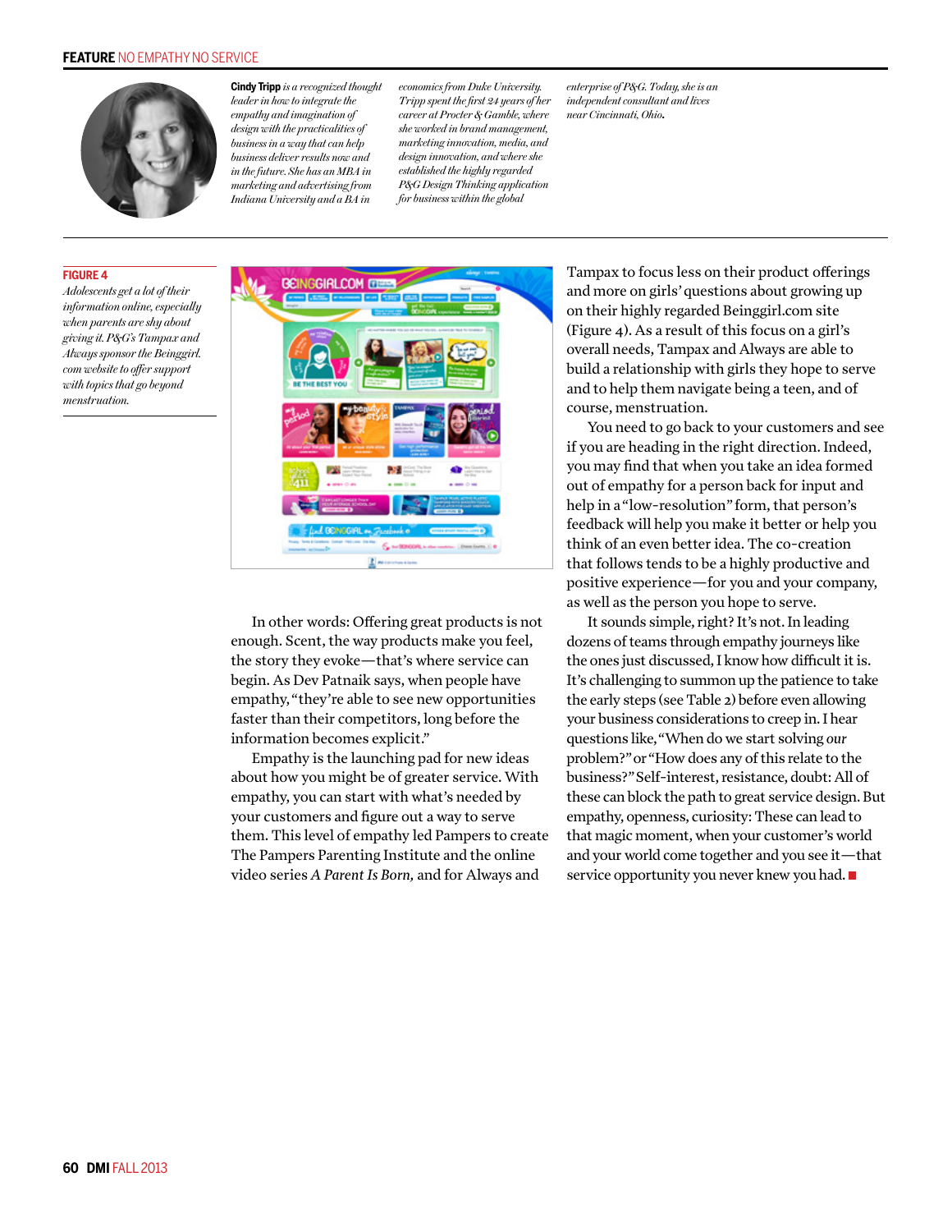**Cindy Tripp** *is a recognized thought leader in how to integrate the empathy and imagination of design with the practicalities of business in a way that can help business deliver results now and in the future. She has an MBA in marketing and advertising from Indiana University and a BA in economics from Duke University. Tripp spent the first 24 years of her career at Procter & Gamble, where she worked in brand management, marketing innovation, media, and design innovation, and where she established the highly regarded P&G Design Thinking application for business within the global enterprise of P&G. Today, she is an independent consultant and lives near Cincinnati, Ohio.*

**FIGURE 4**

*Adolescents get a lot of their information online, especially when parents are shy about giving it. P&G's Tampax and Always sponsor the Beinggirl.com website to offer support with topics that go beyond menstruation.*

In other words: Offering great products is not enough. Scent, the way products make you feel, the story they evoke—that's where service can begin. As Dev Patnaik says, when people have empathy, "they're able to see new opportunities faster than their competitors, long before the information becomes explicit."

Empathy is the launching pad for new ideas about how you might be of greater service. With empathy, you can start with what's needed by your customers and figure out a way to serve them. This level of empathy led Pampers to create The Pampers Parenting Institute and the online video series *A Parent Is Born,* and for Always and Tampax to focus less on their product offerings and more on girls' questions about growing up on their highly regarded Beinggirl.com site (Figure 4). As a result of this focus on a girl's overall needs, Tampax and Always are able to build a relationship with girls they hope to serve and to help them navigate being a teen, and of course, menstruation.

You need to go back to your customers and see if you are heading in the right direction. Indeed, you may find that when you take an idea formed out of empathy for a person back for input and help in a "low-resolution" form, that person's feedback will help you make it better or help you think of an even better idea. The co-creation that follows tends to be a highly productive and positive experience—for you and your company, as well as the person you hope to serve.

It sounds simple, right? It's not. In leading dozens of teams through empathy journeys like the ones just discussed, I know how difficult it is. It's challenging to summon up the patience to take the early steps (see Table 2) before even allowing your business considerations to creep in. I hear questions like, "When do we start solving *our* problem?" or "How does any of this relate to the business?" Self-interest, resistance, doubt: All of these can block the path to great service design. But empathy, openness, curiosity: These can lead to that magic moment, when your customer's world and your world come together and you see it—that service opportunity you never knew you had. ■